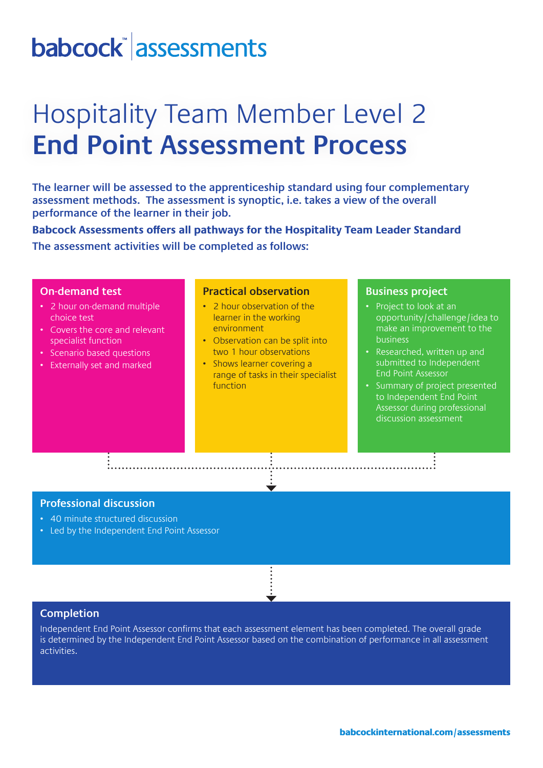babcock™ assessments

# Hospitality Team Member Level 2
# **End Point Assessment Process**

**The learner will be assessed to the apprenticeship standard using four complementary assessment methods. The assessment is synoptic, i.e. takes a view of the overall performance of the learner in their job.**

**Babcock Assessments offers all pathways for the Hospitality Team Leader Standard**

**The assessment activities will be completed as follows:**

## On-demand test

- 2 hour on-demand multiple choice test
- Covers the core and relevant specialist function
- Scenario based questions
- Externally set and marked

## Practical observation

- 2 hour observation of the learner in the working environment
- Observation can be split into two 1 hour observations
- Shows learner covering a range of tasks in their specialist function

## Business project

- Project to look at an opportunity/challenge/idea to make an improvement to the business
- Researched, written up and submitted to Independent End Point Assessor
- Summary of project presented to Independent End Point Assessor during professional discussion assessment

## Professional discussion

- 40 minute structured discussion
- Led by the Independent End Point Assessor

## Completion

Independent End Point Assessor confirms that each assessment element has been completed. The overall grade is determined by the Independent End Point Assessor based on the combination of performance in all assessment activities.

**babcockinternational.com/assessments**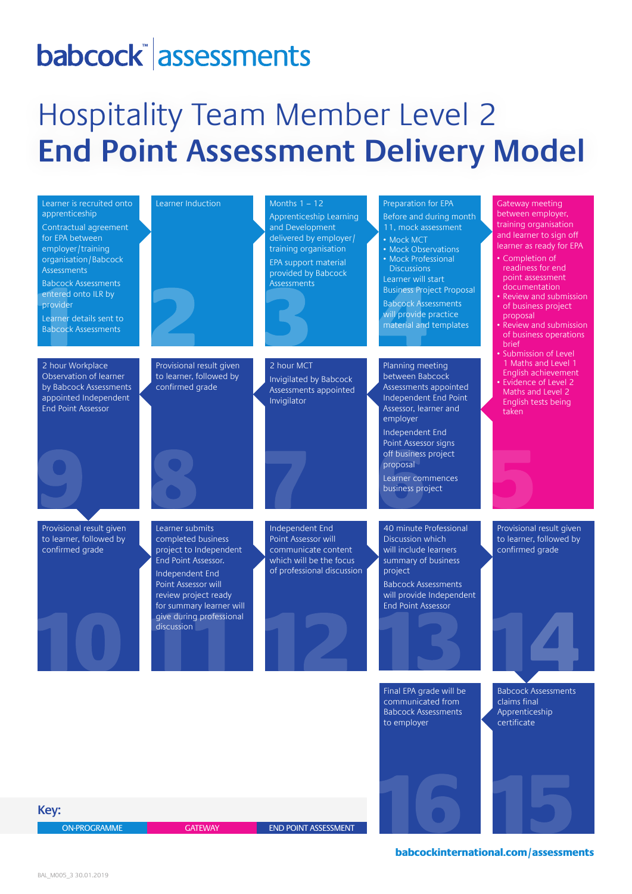# babcock™ assessments

# Hospitality Team Member Level 2
# **End Point Assessment Delivery Model**

**1**

Learner is recruited onto apprenticeship

Contractual agreement for EPA between employer/training organisation/Babcock Assessments

Babcock Assessments entered onto ILR by provider

Learner details sent to Babcock Assessments

**2**

Learner Induction

**3**

Months 1 – 12

Apprenticeship Learning and Development delivered by employer/training organisation

EPA support material provided by Babcock Assessments

**4**

Preparation for EPA

Before and during month 11, mock assessment

- Mock MCT
- Mock Observations
- Mock Professional Discussions

Learner will start Business Project Proposal

Babcock Assessments will provide practice material and templates

**5**

Gateway meeting between employer, training organisation and learner to sign off learner as ready for EPA

- Completion of readiness for end point assessment documentation
- Review and submission of business project proposal
- Review and submission of business operations brief
- Submission of Level 1 Maths and Level 1 English achievement
- Evidence of Level 2 Maths and Level 2 English tests being taken

**6**

Planning meeting between Babcock Assessments appointed Independent End Point Assessor, learner and employer

Independent End Point Assessor signs off business project proposal

Learner commences business project

**7**

2 hour MCT

Invigilated by Babcock Assessments appointed Invigilator

**8**

Provisional result given to learner, followed by confirmed grade

**9**

2 hour Workplace Observation of learner by Babcock Assessments appointed Independent End Point Assessor

**10**

Provisional result given to learner, followed by confirmed grade

**11**

Learner submits completed business project to Independent End Point Assessor.

Independent End Point Assessor will review project ready for summary learner will give during professional discussion

**12**

Independent End Point Assessor will communicate content which will be the focus of professional discussion

**13**

40 minute Professional Discussion which will include learners summary of business project

Babcock Assessments will provide Independent End Point Assessor

**14**

Provisional result given to learner, followed by confirmed grade

**15**

Babcock Assessments claims final Apprenticeship certificate

**16**

Final EPA grade will be communicated from Babcock Assessments to employer

**Key:**

ON-PROGRAMME | GATEWAY | END POINT ASSESSMENT

**babcockinternational.com/assessments**

BAL_M005_3 30.01.2019